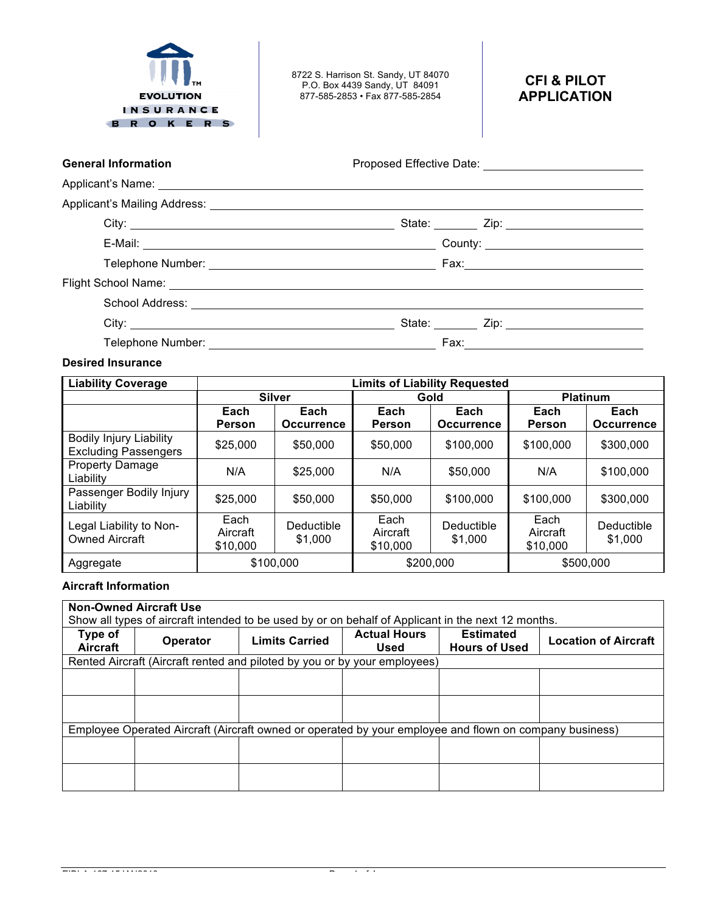EVOLUTION INSURANCE BROKERS

8722 S. Harrison St. Sandy, UT 84070
P.O. Box 4439 Sandy, UT 84091
877-585-2853 • Fax 877-585-2854

# CFI & PILOT APPLICATION

**General Information** Proposed Effective Date: ______________________

Applicant's Name: ______________________________________________

Applicant's Mailing Address: ______________________________________

City: ______________________ State: ________ Zip: ________________

E-Mail: ______________________ County: ______________________

Telephone Number: ______________________ Fax: ______________________

Flight School Name: ______________________________________________

School Address: __________________________________________________

City: ______________________ State: ________ Zip: ________________

Telephone Number: ______________________ Fax: ______________________

**Desired Insurance**

| Liability Coverage | Limits of Liability Requested | | | | | |
|---|---|---|---|---|---|---|
| | Silver | | Gold | | Platinum | |
| | Each Person | Each Occurrence | Each Person | Each Occurrence | Each Person | Each Occurrence |
| Bodily Injury Liability Excluding Passengers | $25,000 | $50,000 | $50,000 | $100,000 | $100,000 | $300,000 |
| Property Damage Liability | N/A | $25,000 | N/A | $50,000 | N/A | $100,000 |
| Passenger Bodily Injury Liability | $25,000 | $50,000 | $50,000 | $100,000 | $100,000 | $300,000 |
| Legal Liability to Non-Owned Aircraft | Each Aircraft $10,000 | Deductible $1,000 | Each Aircraft $10,000 | Deductible $1,000 | Each Aircraft $10,000 | Deductible $1,000 |
| Aggregate | $100,000 | | $200,000 | | $500,000 | |

**Aircraft Information**

| **Non-Owned Aircraft Use**<br>Show all types of aircraft intended to be used by or on behalf of Applicant in the next 12 months. | | | | | |
|---|---|---|---|---|---|
| **Type of Aircraft** | **Operator** | **Limits Carried** | **Actual Hours Used** | **Estimated Hours of Used** | **Location of Aircraft** |
| Rented Aircraft (Aircraft rented and piloted by you or by your employees) | | | | | |
| | | | | | |
| | | | | | |
| Employee Operated Aircraft (Aircraft owned or operated by your employee and flown on company business) | | | | | |
| | | | | | |
| | | | | | |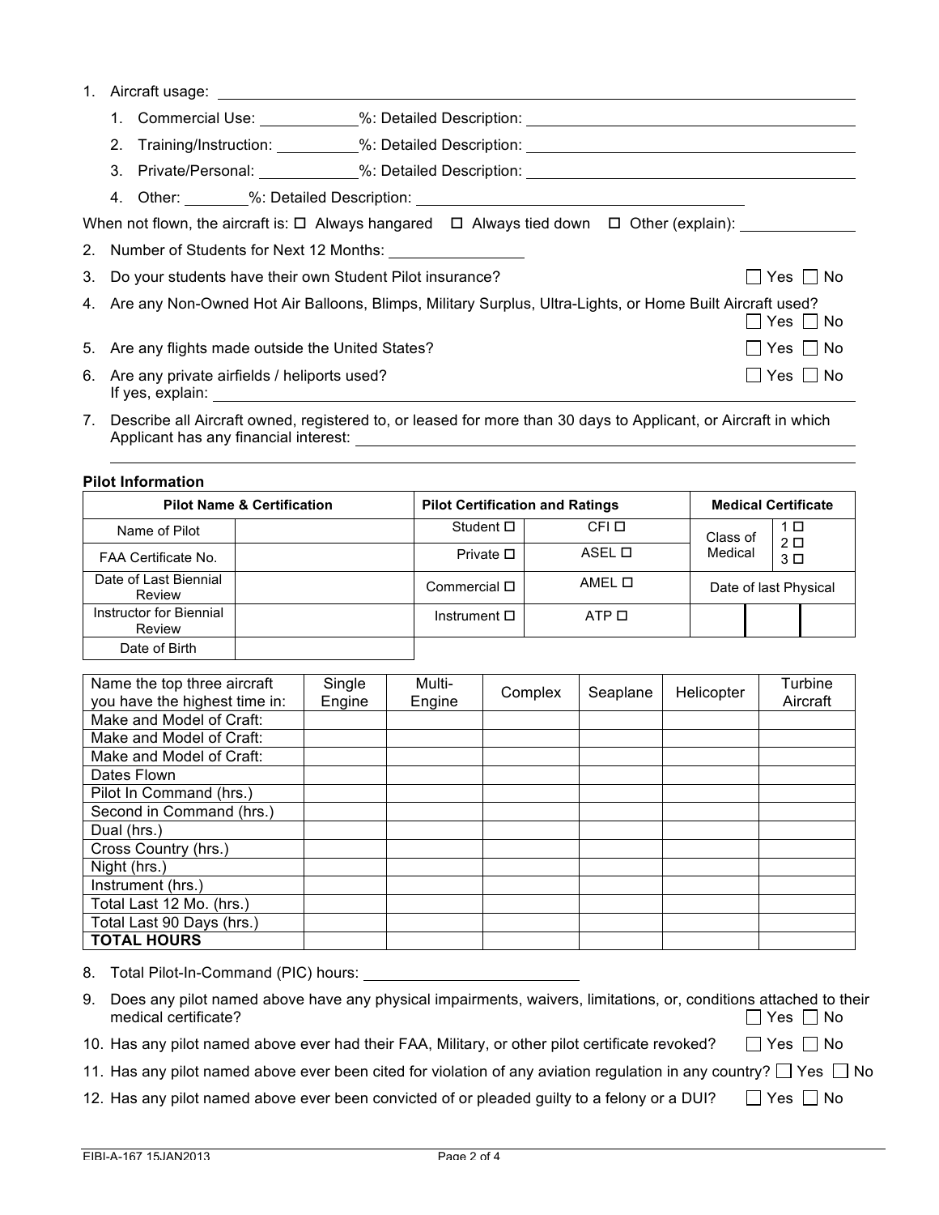1. Aircraft usage: ____________________
   1. Commercial Use: ________%: Detailed Description: ____________________
   2. Training/Instruction: ________%: Detailed Description: ____________________
   3. Private/Personal: ________%: Detailed Description: ____________________
   4. Other: ________%: Detailed Description: ____________________

When not flown, the aircraft is: ☐ Always hangared ☐ Always tied down ☐ Other (explain): ____________

2. Number of Students for Next 12 Months: ____________
3. Do your students have their own Student Pilot insurance? ☐ Yes ☐ No
4. Are any Non-Owned Hot Air Balloons, Blimps, Military Surplus, Ultra-Lights, or Home Built Aircraft used? ☐ Yes ☐ No
5. Are any flights made outside the United States? ☐ Yes ☐ No
6. Are any private airfields / heliports used? ☐ Yes ☐ No
   If yes, explain: ____________________
7. Describe all Aircraft owned, registered to, or leased for more than 30 days to Applicant, or Aircraft in which Applicant has any financial interest: ____________________

**Pilot Information**

| Pilot Name & Certification | | Pilot Certification and Ratings | | Medical Certificate | | |
|---|---|---|---|---|---|---|
| Name of Pilot | | Student ☐ | CFI ☐ | Class of Medical | 1 ☐ 2 ☐ 3 ☐ | |
| FAA Certificate No. | | Private ☐ | ASEL ☐ | | | |
| Date of Last Biennial Review | | Commercial ☐ | AMEL ☐ | Date of last Physical | | |
| Instructor for Biennial Review | | Instrument ☐ | ATP ☐ | | | |
| Date of Birth | | | | | | |

| Name the top three aircraft you have the highest time in: | Single Engine | Multi-Engine | Complex | Seaplane | Helicopter | Turbine Aircraft |
|---|---|---|---|---|---|---|
| Make and Model of Craft: | | | | | | |
| Make and Model of Craft: | | | | | | |
| Make and Model of Craft: | | | | | | |
| Dates Flown | | | | | | |
| Pilot In Command (hrs.) | | | | | | |
| Second in Command (hrs.) | | | | | | |
| Dual (hrs.) | | | | | | |
| Cross Country (hrs.) | | | | | | |
| Night (hrs.) | | | | | | |
| Instrument (hrs.) | | | | | | |
| Total Last 12 Mo. (hrs.) | | | | | | |
| Total Last 90 Days (hrs.) | | | | | | |
| **TOTAL HOURS** | | | | | | |

8. Total Pilot-In-Command (PIC) hours: ____________
9. Does any pilot named above have any physical impairments, waivers, limitations, or, conditions attached to their medical certificate? ☐ Yes ☐ No
10. Has any pilot named above ever had their FAA, Military, or other pilot certificate revoked? ☐ Yes ☐ No
11. Has any pilot named above ever been cited for violation of any aviation regulation in any country? ☐ Yes ☐ No
12. Has any pilot named above ever been convicted of or pleaded guilty to a felony or a DUI? ☐ Yes ☐ No

EIBI-A-167 15JAN2013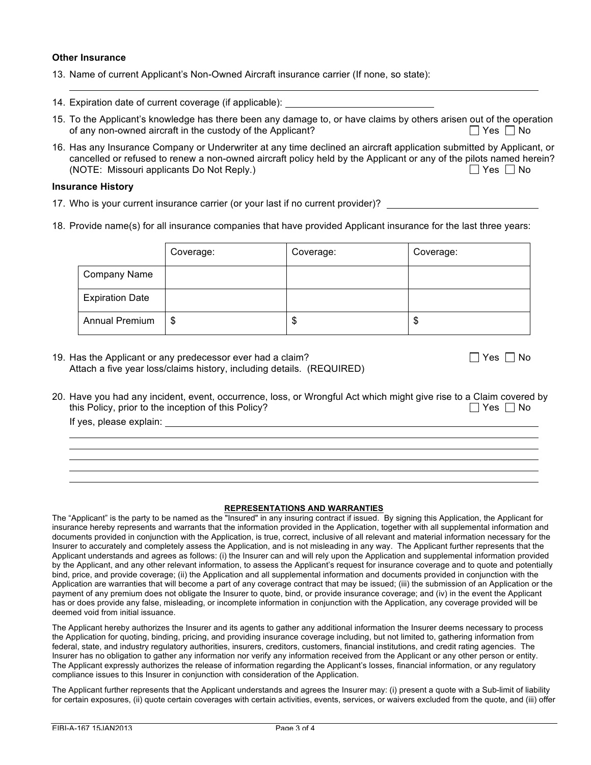### Other Insurance

13. Name of current Applicant's Non-Owned Aircraft insurance carrier (If none, so state):

_______________________________________________________________________________

14. Expiration date of current coverage (if applicable): ______________________________

15. To the Applicant's knowledge has there been any damage to, or have claims by others arisen out of the operation of any non-owned aircraft in the custody of the Applicant? ☐ Yes ☐ No

16. Has any Insurance Company or Underwriter at any time declined an aircraft application submitted by Applicant, or cancelled or refused to renew a non-owned aircraft policy held by the Applicant or any of the pilots named herein? (NOTE: Missouri applicants Do Not Reply.) ☐ Yes ☐ No

### Insurance History

17. Who is your current insurance carrier (or your last if no current provider)? ______________________________

18. Provide name(s) for all insurance companies that have provided Applicant insurance for the last three years:

| | Coverage: | Coverage: | Coverage: |
|---|---|---|---|
| Company Name | | | |
| Expiration Date | | | |
| Annual Premium | $ | $ | $ |

19. Has the Applicant or any predecessor ever had a claim? ☐ Yes ☐ No
    Attach a five year loss/claims history, including details. (REQUIRED)

20. Have you had any incident, event, occurrence, loss, or Wrongful Act which might give rise to a Claim covered by this Policy, prior to the inception of this Policy? ☐ Yes ☐ No

    If yes, please explain: _______________________________________________________________

    _______________________________________________________________________________

    _______________________________________________________________________________

    _______________________________________________________________________________

    _______________________________________________________________________________

    _______________________________________________________________________________

**REPRESENTATIONS AND WARRANTIES**

The "Applicant" is the party to be named as the "Insured" in any insuring contract if issued. By signing this Application, the Applicant for insurance hereby represents and warrants that the information provided in the Application, together with all supplemental information and documents provided in conjunction with the Application, is true, correct, inclusive of all relevant and material information necessary for the Insurer to accurately and completely assess the Application, and is not misleading in any way. The Applicant further represents that the Applicant understands and agrees as follows: (i) the Insurer can and will rely upon the Application and supplemental information provided by the Applicant, and any other relevant information, to assess the Applicant's request for insurance coverage and to quote and potentially bind, price, and provide coverage; (ii) the Application and all supplemental information and documents provided in conjunction with the Application are warranties that will become a part of any coverage contract that may be issued; (iii) the submission of an Application or the payment of any premium does not obligate the Insurer to quote, bind, or provide insurance coverage; and (iv) in the event the Applicant has or does provide any false, misleading, or incomplete information in conjunction with the Application, any coverage provided will be deemed void from initial issuance.

The Applicant hereby authorizes the Insurer and its agents to gather any additional information the Insurer deems necessary to process the Application for quoting, binding, pricing, and providing insurance coverage including, but not limited to, gathering information from federal, state, and industry regulatory authorities, insurers, creditors, customers, financial institutions, and credit rating agencies. The Insurer has no obligation to gather any information nor verify any information received from the Applicant or any other person or entity. The Applicant expressly authorizes the release of information regarding the Applicant's losses, financial information, or any regulatory compliance issues to this Insurer in conjunction with consideration of the Application.

The Applicant further represents that the Applicant understands and agrees the Insurer may: (i) present a quote with a Sub-limit of liability for certain exposures, (ii) quote certain coverages with certain activities, events, services, or waivers excluded from the quote, and (iii) offer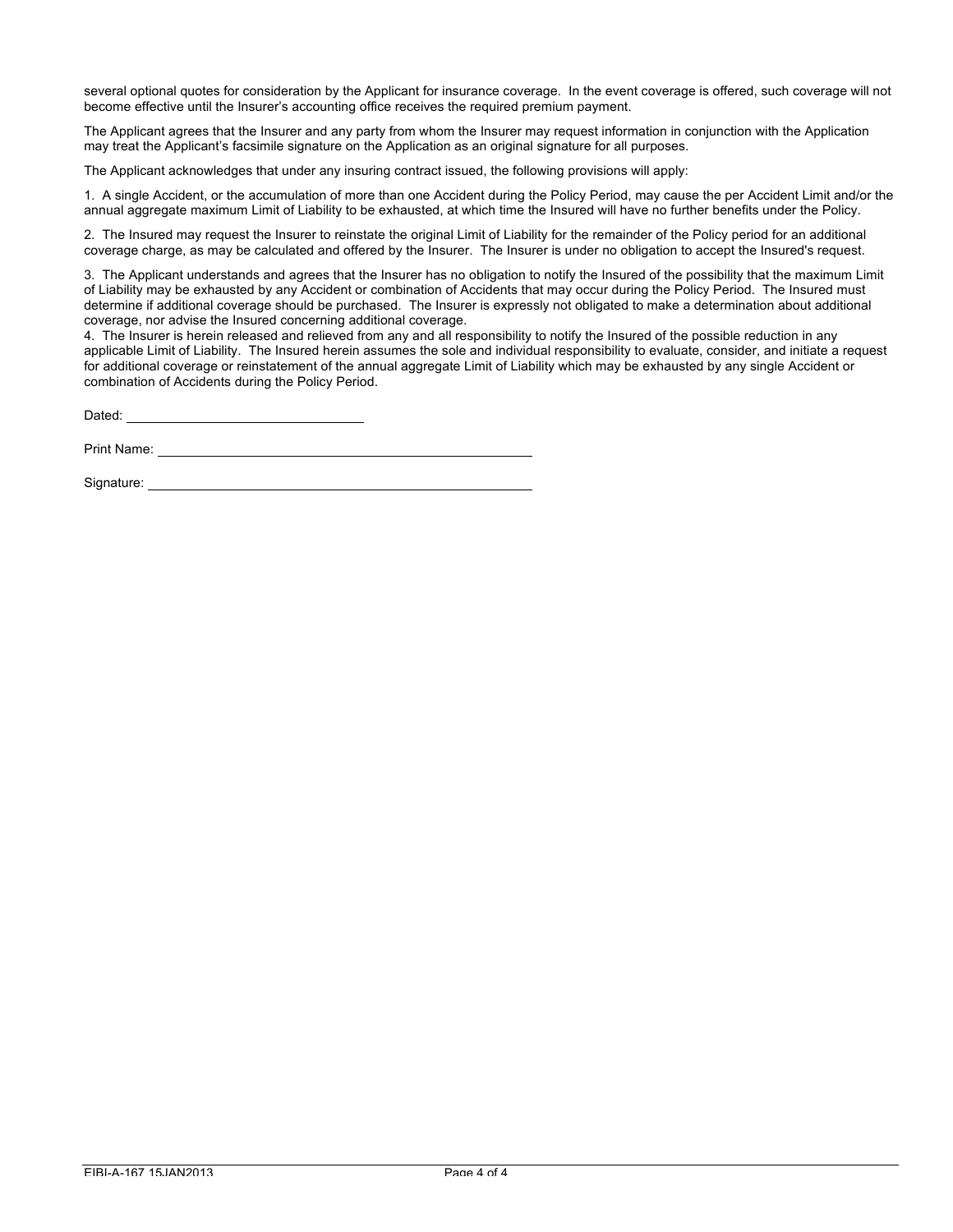several optional quotes for consideration by the Applicant for insurance coverage. In the event coverage is offered, such coverage will not become effective until the Insurer's accounting office receives the required premium payment.

The Applicant agrees that the Insurer and any party from whom the Insurer may request information in conjunction with the Application may treat the Applicant's facsimile signature on the Application as an original signature for all purposes.

The Applicant acknowledges that under any insuring contract issued, the following provisions will apply:

1. A single Accident, or the accumulation of more than one Accident during the Policy Period, may cause the per Accident Limit and/or the annual aggregate maximum Limit of Liability to be exhausted, at which time the Insured will have no further benefits under the Policy.

2. The Insured may request the Insurer to reinstate the original Limit of Liability for the remainder of the Policy period for an additional coverage charge, as may be calculated and offered by the Insurer. The Insurer is under no obligation to accept the Insured's request.

3. The Applicant understands and agrees that the Insurer has no obligation to notify the Insured of the possibility that the maximum Limit of Liability may be exhausted by any Accident or combination of Accidents that may occur during the Policy Period. The Insured must determine if additional coverage should be purchased. The Insurer is expressly not obligated to make a determination about additional coverage, nor advise the Insured concerning additional coverage.

4. The Insurer is herein released and relieved from any and all responsibility to notify the Insured of the possible reduction in any applicable Limit of Liability. The Insured herein assumes the sole and individual responsibility to evaluate, consider, and initiate a request for additional coverage or reinstatement of the annual aggregate Limit of Liability which may be exhausted by any single Accident or combination of Accidents during the Policy Period.

Dated: ______________________________

Print Name: ______________________________________________

Signature: ______________________________________________

EIBI-A-167 15JAN2013